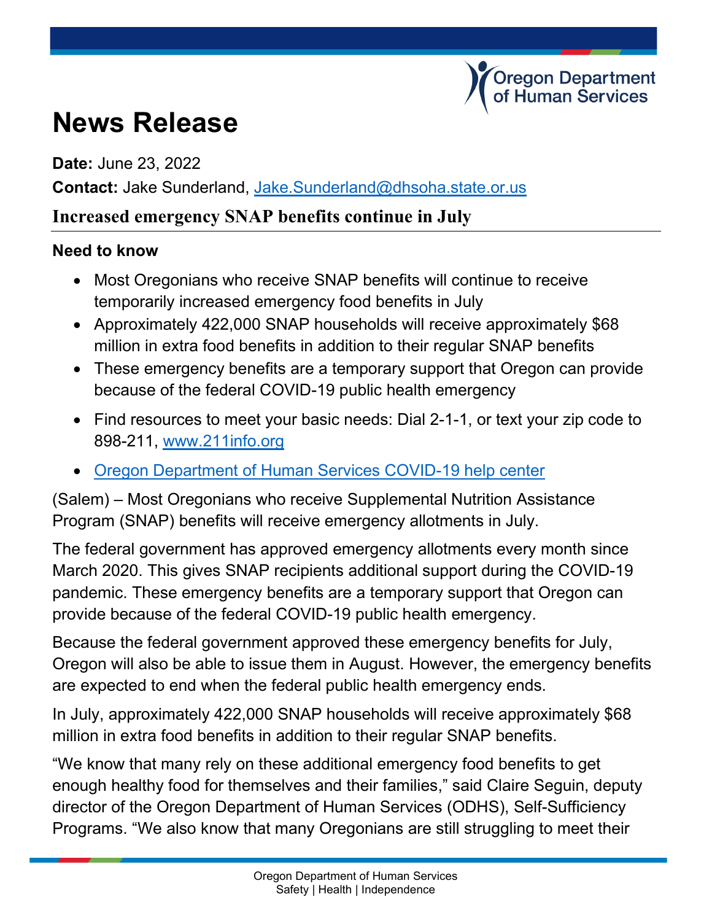Oregon Department of Human Services

# News Release

**Date:** June 23, 2022

**Contact:** Jake Sunderland, [Jake.Sunderland@dhsoha.state.or.us](mailto:Jake.Sunderland@dhsoha.state.or.us)

## Increased emergency SNAP benefits continue in July

**Need to know**

- Most Oregonians who receive SNAP benefits will continue to receive temporarily increased emergency food benefits in July
- Approximately 422,000 SNAP households will receive approximately $68 million in extra food benefits in addition to their regular SNAP benefits
- These emergency benefits are a temporary support that Oregon can provide because of the federal COVID-19 public health emergency
- Find resources to meet your basic needs: Dial 2-1-1, or text your zip code to 898-211, [www.211info.org](http://www.211info.org)
- [Oregon Department of Human Services COVID-19 help center](#)

(Salem) – Most Oregonians who receive Supplemental Nutrition Assistance Program (SNAP) benefits will receive emergency allotments in July.

The federal government has approved emergency allotments every month since March 2020. This gives SNAP recipients additional support during the COVID-19 pandemic. These emergency benefits are a temporary support that Oregon can provide because of the federal COVID-19 public health emergency.

Because the federal government approved these emergency benefits for July, Oregon will also be able to issue them in August. However, the emergency benefits are expected to end when the federal public health emergency ends.

In July, approximately 422,000 SNAP households will receive approximately $68 million in extra food benefits in addition to their regular SNAP benefits.

"We know that many rely on these additional emergency food benefits to get enough healthy food for themselves and their families," said Claire Seguin, deputy director of the Oregon Department of Human Services (ODHS), Self-Sufficiency Programs. "We also know that many Oregonians are still struggling to meet their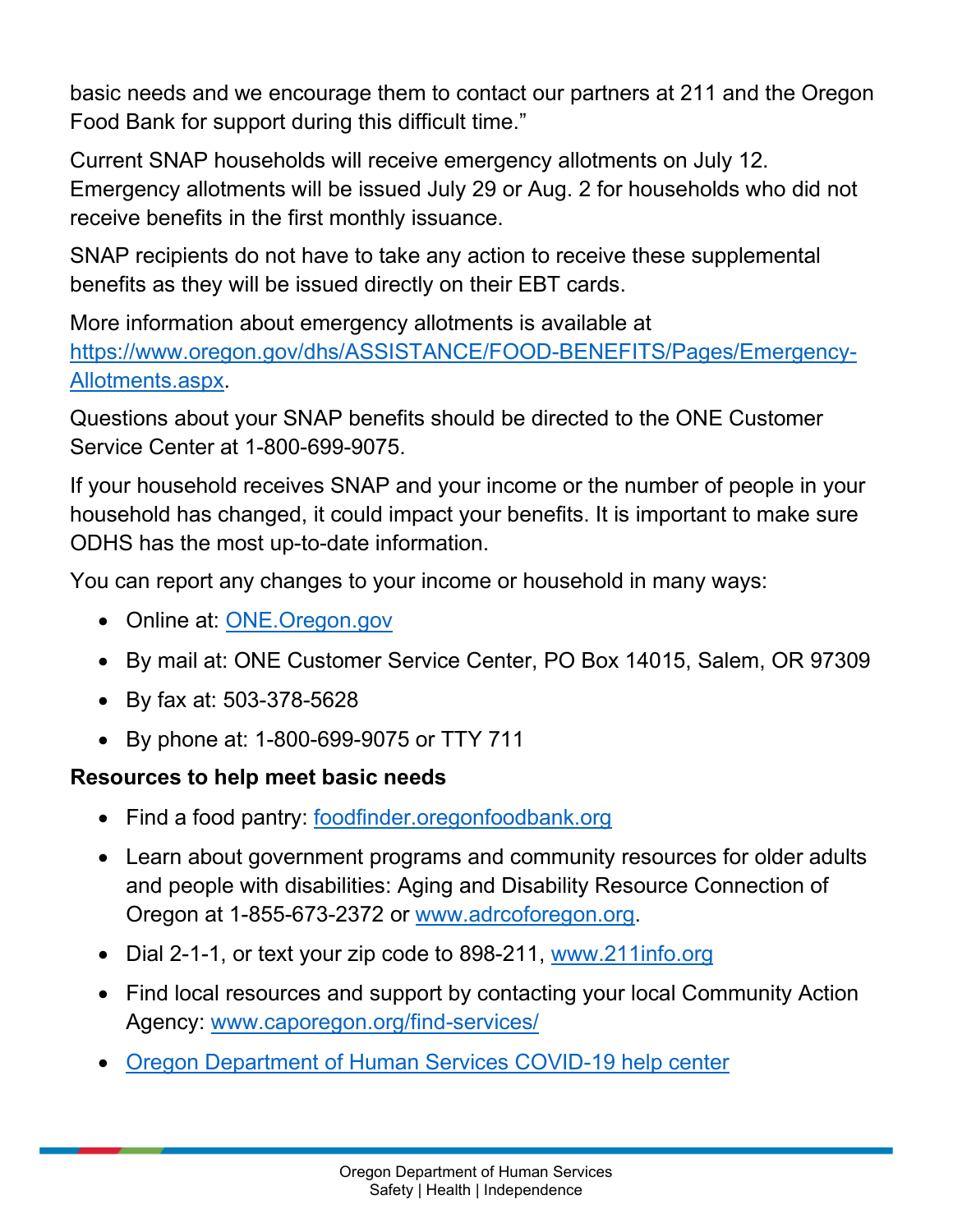basic needs and we encourage them to contact our partners at 211 and the Oregon Food Bank for support during this difficult time."

Current SNAP households will receive emergency allotments on July 12. Emergency allotments will be issued July 29 or Aug. 2 for households who did not receive benefits in the first monthly issuance.

SNAP recipients do not have to take any action to receive these supplemental benefits as they will be issued directly on their EBT cards.

More information about emergency allotments is available at [https://www.oregon.gov/dhs/ASSISTANCE/FOOD-BENEFITS/Pages/Emergency-Allotments.aspx](https://www.oregon.gov/dhs/ASSISTANCE/FOOD-BENEFITS/Pages/Emergency-Allotments.aspx).

Questions about your SNAP benefits should be directed to the ONE Customer Service Center at 1-800-699-9075.

If your household receives SNAP and your income or the number of people in your household has changed, it could impact your benefits. It is important to make sure ODHS has the most up-to-date information.

You can report any changes to your income or household in many ways:

- Online at: [ONE.Oregon.gov](https://ONE.Oregon.gov)
- By mail at: ONE Customer Service Center, PO Box 14015, Salem, OR 97309
- By fax at: 503-378-5628
- By phone at: 1-800-699-9075 or TTY 711

**Resources to help meet basic needs**

- Find a food pantry: [foodfinder.oregonfoodbank.org](https://foodfinder.oregonfoodbank.org)
- Learn about government programs and community resources for older adults and people with disabilities: Aging and Disability Resource Connection of Oregon at 1-855-673-2372 or [www.adrcoforegon.org](https://www.adrcoforegon.org).
- Dial 2-1-1, or text your zip code to 898-211, [www.211info.org](https://www.211info.org)
- Find local resources and support by contacting your local Community Action Agency: [www.caporegon.org/find-services/](https://www.caporegon.org/find-services/)
- Oregon Department of Human Services COVID-19 help center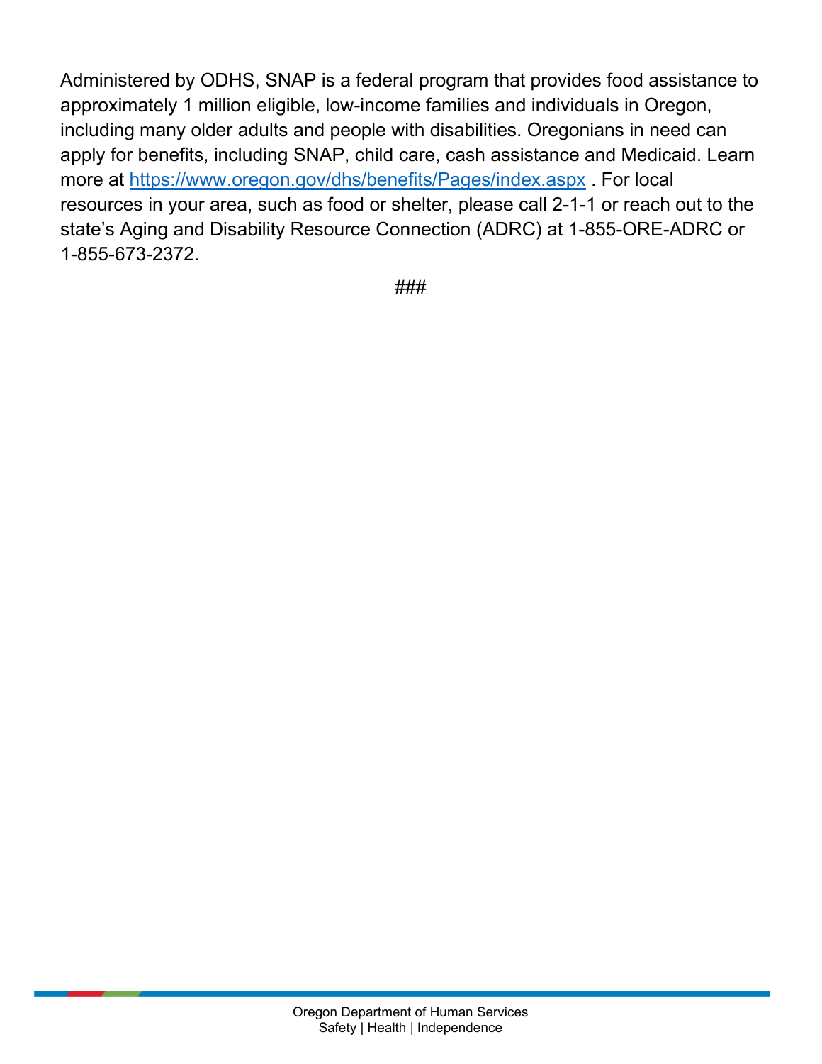Administered by ODHS, SNAP is a federal program that provides food assistance to approximately 1 million eligible, low-income families and individuals in Oregon, including many older adults and people with disabilities. Oregonians in need can apply for benefits, including SNAP, child care, cash assistance and Medicaid. Learn more at [https://www.oregon.gov/dhs/benefits/Pages/index.aspx](https://www.oregon.gov/dhs/benefits/Pages/index.aspx) . For local resources in your area, such as food or shelter, please call 2-1-1 or reach out to the state's Aging and Disability Resource Connection (ADRC) at 1-855-ORE-ADRC or 1-855-673-2372.

###